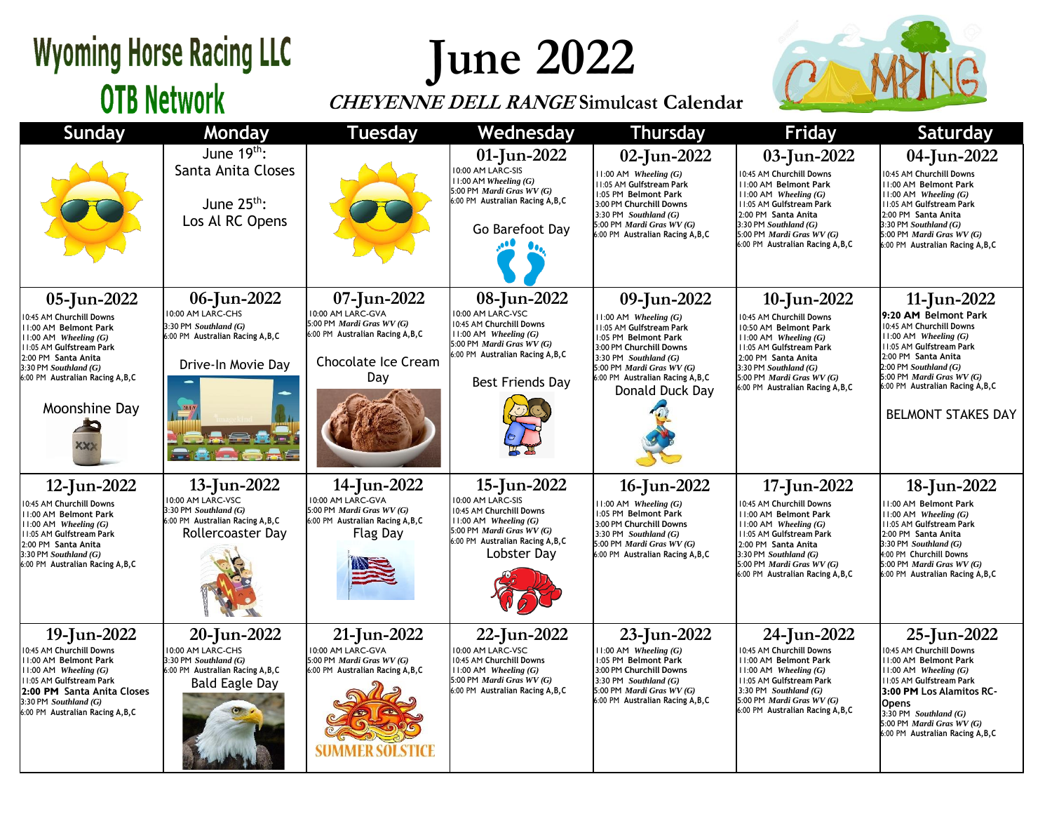# Wyoming Horse Racing LLC
## OTB Network

# June 2022

***CHEYENNE DELL RANGE* Simulcast Calendar**

| Sunday | Monday | Tuesday | Wednesday | Thursday | Friday | Saturday |
|---|---|---|---|---|---|---|
| | June 19th: Santa Anita Closes<br><br>June 25th: Los Al RC Opens | | **01-Jun-2022**<br>10:00 AM LARC-SIS<br>11:00 AM *Wheeling (G)*<br>5:00 PM *Mardi Gras WV (G)*<br>6:00 PM Australian Racing A,B,C<br><br>Go Barefoot Day | **02-Jun-2022**<br>11:00 AM *Wheeling (G)*<br>11:05 AM Gulfstream Park<br>1:05 PM Belmont Park<br>3:00 PM Churchill Downs<br>3:30 PM *Southland (G)*<br>5:00 PM *Mardi Gras WV (G)*<br>6:00 PM Australian Racing A,B,C | **03-Jun-2022**<br>10:45 AM Churchill Downs<br>11:00 AM Belmont Park<br>11:00 AM *Wheeling (G)*<br>11:05 AM Gulfstream Park<br>2:00 PM Santa Anita<br>3:30 PM *Southland (G)*<br>5:00 PM *Mardi Gras WV (G)*<br>6:00 PM Australian Racing A,B,C | **04-Jun-2022**<br>10:45 AM Churchill Downs<br>11:00 AM Belmont Park<br>11:00 AM *Wheeling (G)*<br>11:05 AM Gulfstream Park<br>2:00 PM Santa Anita<br>3:30 PM *Southland (G)*<br>5:00 PM *Mardi Gras WV (G)*<br>6:00 PM Australian Racing A,B,C |
| **05-Jun-2022**<br>10:45 AM Churchill Downs<br>11:00 AM Belmont Park<br>11:00 AM *Wheeling (G)*<br>11:05 AM Gulfstream Park<br>2:00 PM Santa Anita<br>3:30 PM *Southland (G)*<br>6:00 PM Australian Racing A,B,C<br><br>Moonshine Day | **06-Jun-2022**<br>10:00 AM LARC-CHS<br>3:30 PM *Southland (G)*<br>6:00 PM Australian Racing A,B,C<br><br>Drive-In Movie Day | **07-Jun-2022**<br>10:00 AM LARC-GVA<br>5:00 PM *Mardi Gras WV (G)*<br>6:00 PM Australian Racing A,B,C<br><br>Chocolate Ice Cream Day | **08-Jun-2022**<br>10:00 AM LARC-VSC<br>10:45 AM Churchill Downs<br>11:00 AM *Wheeling (G)*<br>5:00 PM *Mardi Gras WV (G)*<br>6:00 PM Australian Racing A,B,C<br><br>Best Friends Day | **09-Jun-2022**<br>11:00 AM *Wheeling (G)*<br>11:05 AM Gulfstream Park<br>1:05 PM Belmont Park<br>3:00 PM Churchill Downs<br>3:30 PM *Southland (G)*<br>5:00 PM *Mardi Gras WV (G)*<br>6:00 PM Australian Racing A,B,C<br>Donald Duck Day | **10-Jun-2022**<br>10:45 AM Churchill Downs<br>10:50 AM Belmont Park<br>11:00 AM *Wheeling (G)*<br>11:05 AM Gulfstream Park<br>2:00 PM Santa Anita<br>3:30 PM *Southland (G)*<br>5:00 PM *Mardi Gras WV (G)*<br>6:00 PM Australian Racing A,B,C | **11-Jun-2022**<br>**9:20 AM Belmont Park**<br>10:45 AM Churchill Downs<br>11:00 AM *Wheeling (G)*<br>11:05 AM Gulfstream Park<br>2:00 PM Santa Anita<br>2:00 PM *Southland (G)*<br>5:00 PM *Mardi Gras WV (G)*<br>6:00 PM Australian Racing A,B,C<br><br>BELMONT STAKES DAY |
| **12-Jun-2022**<br>10:45 AM Churchill Downs<br>11:00 AM Belmont Park<br>11:00 AM *Wheeling (G)*<br>11:05 AM Gulfstream Park<br>2:00 PM Santa Anita<br>3:30 PM *Southland (G)*<br>6:00 PM Australian Racing A,B,C | **13-Jun-2022**<br>10:00 AM LARC-VSC<br>3:30 PM *Southland (G)*<br>6:00 PM Australian Racing A,B,C<br>Rollercoaster Day | **14-Jun-2022**<br>10:00 AM LARC-GVA<br>5:00 PM *Mardi Gras WV (G)*<br>6:00 PM Australian Racing A,B,C<br>Flag Day | **15-Jun-2022**<br>10:00 AM LARC-SIS<br>10:45 AM Churchill Downs<br>11:00 AM *Wheeling (G)*<br>5:00 PM *Mardi Gras WV (G)*<br>6:00 PM Australian Racing A,B,C<br>Lobster Day | **16-Jun-2022**<br>11:00 AM *Wheeling (G)*<br>1:05 PM Belmont Park<br>3:00 PM Churchill Downs<br>3:30 PM *Southland (G)*<br>5:00 PM *Mardi Gras WV (G)*<br>6:00 PM Australian Racing A,B,C | **17-Jun-2022**<br>10:45 AM Churchill Downs<br>11:00 AM Belmont Park<br>11:00 AM *Wheeling (G)*<br>11:05 AM Gulfstream Park<br>2:00 PM Santa Anita<br>3:30 PM *Southland (G)*<br>5:00 PM *Mardi Gras WV (G)*<br>6:00 PM Australian Racing A,B,C | **18-Jun-2022**<br>11:00 AM Belmont Park<br>11:00 AM *Wheeling (G)*<br>11:05 AM Gulfstream Park<br>2:00 PM Santa Anita<br>3:30 PM *Southland (G)*<br>4:00 PM Churchill Downs<br>5:00 PM *Mardi Gras WV (G)*<br>6:00 PM Australian Racing A,B,C |
| **19-Jun-2022**<br>10:45 AM Churchill Downs<br>11:00 AM Belmont Park<br>11:00 AM *Wheeling (G)*<br>11:05 AM Gulfstream Park<br>**2:00 PM Santa Anita Closes**<br>3:30 PM *Southland (G)*<br>6:00 PM Australian Racing A,B,C | **20-Jun-2022**<br>10:00 AM LARC-CHS<br>3:30 PM *Southland (G)*<br>6:00 PM Australian Racing A,B,C<br>Bald Eagle Day | **21-Jun-2022**<br>10:00 AM LARC-GVA<br>5:00 PM *Mardi Gras WV (G)*<br>6:00 PM Australian Racing A,B,C<br><br>SUMMER SOLSTICE | **22-Jun-2022**<br>10:00 AM LARC-VSC<br>10:45 AM Churchill Downs<br>11:00 AM *Wheeling (G)*<br>5:00 PM *Mardi Gras WV (G)*<br>6:00 PM Australian Racing A,B,C | **23-Jun-2022**<br>11:00 AM *Wheeling (G)*<br>1:05 PM Belmont Park<br>3:00 PM Churchill Downs<br>3:30 PM *Southland (G)*<br>5:00 PM *Mardi Gras WV (G)*<br>6:00 PM Australian Racing A,B,C | **24-Jun-2022**<br>10:45 AM Churchill Downs<br>11:00 AM Belmont Park<br>11:00 AM *Wheeling (G)*<br>11:05 AM Gulfstream Park<br>3:30 PM *Southland (G)*<br>5:00 PM *Mardi Gras WV (G)*<br>6:00 PM Australian Racing A,B,C | **25-Jun-2022**<br>10:45 AM Churchill Downs<br>11:00 AM Belmont Park<br>11:00 AM *Wheeling (G)*<br>11:05 AM Gulfstream Park<br>**3:00 PM Los Alamitos RC-Opens**<br>3:30 PM *Southland (G)*<br>5:00 PM *Mardi Gras WV (G)*<br>6:00 PM Australian Racing A,B,C |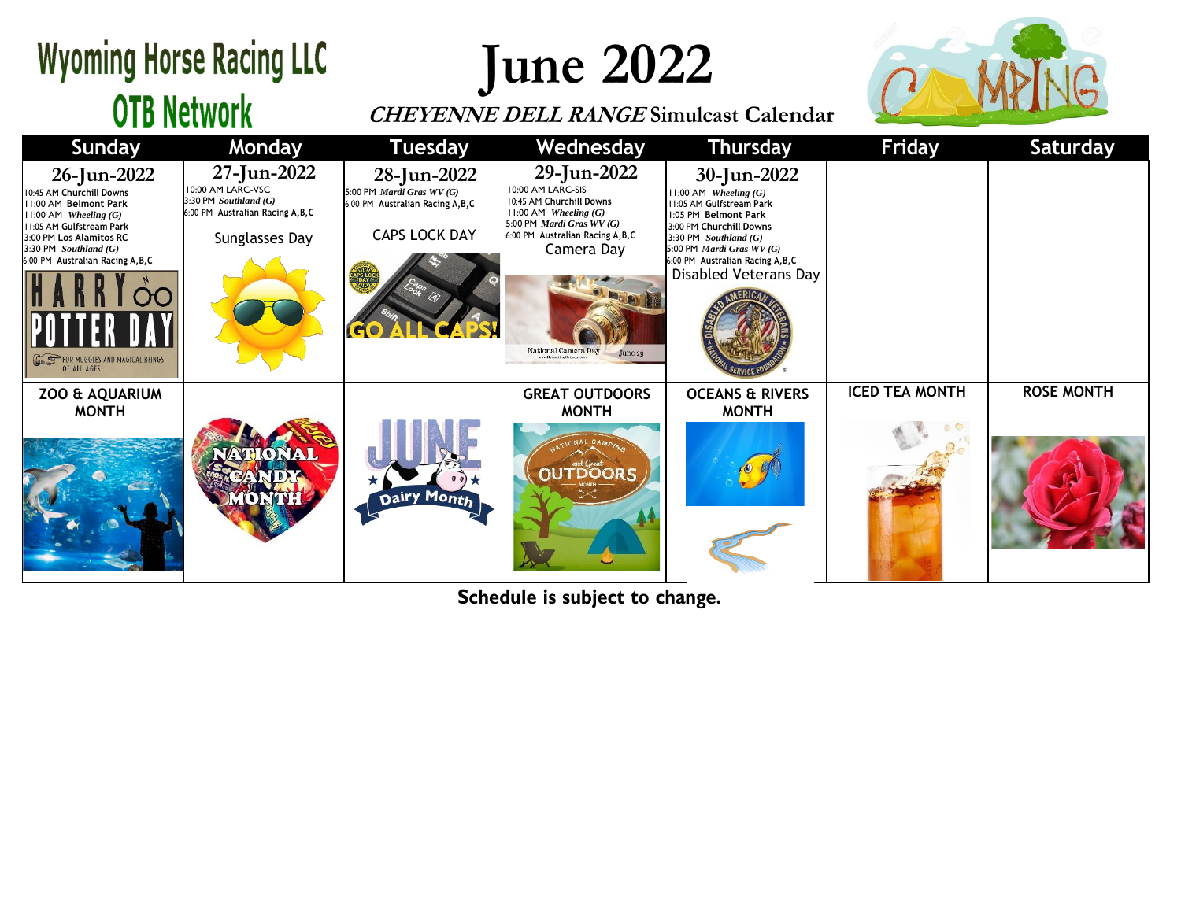# Wyoming Horse Racing LLC
## OTB Network

# June 2022

***CHEYENNE DELL RANGE*** **Simulcast Calendar**

| Sunday | Monday | Tuesday | Wednesday | Thursday | Friday | Saturday |
|---|---|---|---|---|---|---|
| **26-Jun-2022**<br>10:45 AM Churchill Downs<br>11:00 AM Belmont Park<br>11:00 AM *Wheeling (G)*<br>11:05 AM Gulfstream Park<br>3:00 PM Los Alamitos RC<br>3:30 PM *Southland (G)*<br>6:00 PM Australian Racing A,B,C<br>HARRY POTTER DAY<br>FOR MUGGLES AND MAGICAL BEINGS OF ALL AGES | **27-Jun-2022**<br>10:00 AM LARC-VSC<br>3:30 PM *Southland (G)*<br>6:00 PM Australian Racing A,B,C<br>Sunglasses Day | **28-Jun-2022**<br>5:00 PM *Mardi Gras WV (G)*<br>6:00 PM Australian Racing A,B,C<br>CAPS LOCK DAY<br>GO ALL CAPS! | **29-Jun-2022**<br>10:00 AM LARC-SIS<br>10:45 AM Churchill Downs<br>11:00 AM *Wheeling (G)*<br>5:00 PM *Mardi Gras WV (G)*<br>6:00 PM Australian Racing A,B,C<br>Camera Day | **30-Jun-2022**<br>11:00 AM *Wheeling (G)*<br>11:05 AM Gulfstream Park<br>1:05 PM Belmont Park<br>3:00 PM Churchill Downs<br>3:30 PM *Southland (G)*<br>5:00 PM *Mardi Gras WV (G)*<br>6:00 PM Australian Racing A,B,C<br>Disabled Veterans Day | | |
| **ZOO & AQUARIUM MONTH** | NATIONAL CANDY MONTH | JUNE Dairy Month | **GREAT OUTDOORS MONTH** | **OCEANS & RIVERS MONTH** | **ICED TEA MONTH** | **ROSE MONTH** |

**Schedule is subject to change.**